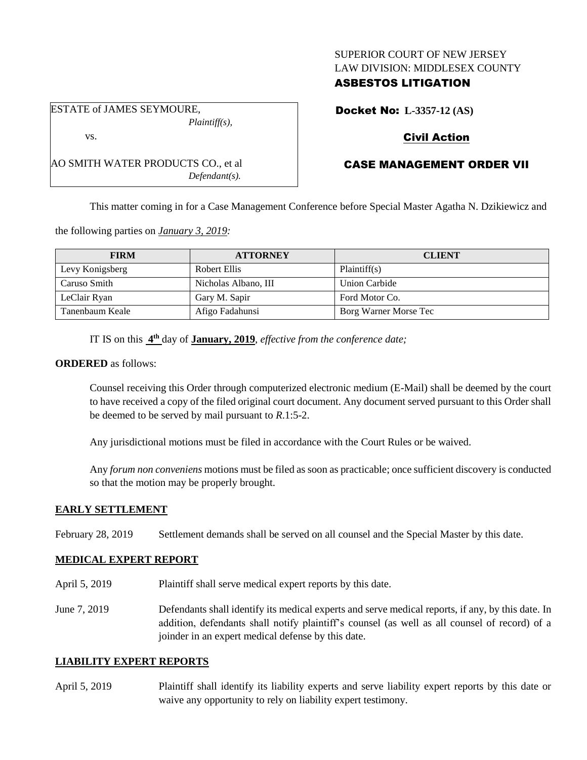SUPERIOR COURT OF NEW JERSEY
LAW DIVISION: MIDDLESEX COUNTY
**ASBESTOS LITIGATION**

ESTATE of JAMES SEYMOURE,
*Plaintiff(s),*

vs.

AO SMITH WATER PRODUCTS CO., et al
*Defendant(s).*

**Docket No: L-3357-12 (AS)**

**Civil Action**

**CASE MANAGEMENT ORDER VII**

This matter coming in for a Case Management Conference before Special Master Agatha N. Dzikiewicz and the following parties on ***January 3, 2019:***

| FIRM | ATTORNEY | CLIENT |
|---|---|---|
| Levy Konigsberg | Robert Ellis | Plaintiff(s) |
| Caruso Smith | Nicholas Albano, III | Union Carbide |
| LeClair Ryan | Gary M. Sapir | Ford Motor Co. |
| Tanenbaum Keale | Afigo Fadahunsi | Borg Warner Morse Tec |

IT IS on this **4th** day of **January, 2019**, *effective from the conference date;*

**ORDERED** as follows:

Counsel receiving this Order through computerized electronic medium (E-Mail) shall be deemed by the court to have received a copy of the filed original court document. Any document served pursuant to this Order shall be deemed to be served by mail pursuant to *R*.1:5-2.

Any jurisdictional motions must be filed in accordance with the Court Rules or be waived.

Any *forum non conveniens* motions must be filed as soon as practicable; once sufficient discovery is conducted so that the motion may be properly brought.

## EARLY SETTLEMENT

February 28, 2019 Settlement demands shall be served on all counsel and the Special Master by this date.

## MEDICAL EXPERT REPORT

April 5, 2019 Plaintiff shall serve medical expert reports by this date.

June 7, 2019 Defendants shall identify its medical experts and serve medical reports, if any, by this date. In addition, defendants shall notify plaintiff's counsel (as well as all counsel of record) of a joinder in an expert medical defense by this date.

## LIABILITY EXPERT REPORTS

April 5, 2019 Plaintiff shall identify its liability experts and serve liability expert reports by this date or waive any opportunity to rely on liability expert testimony.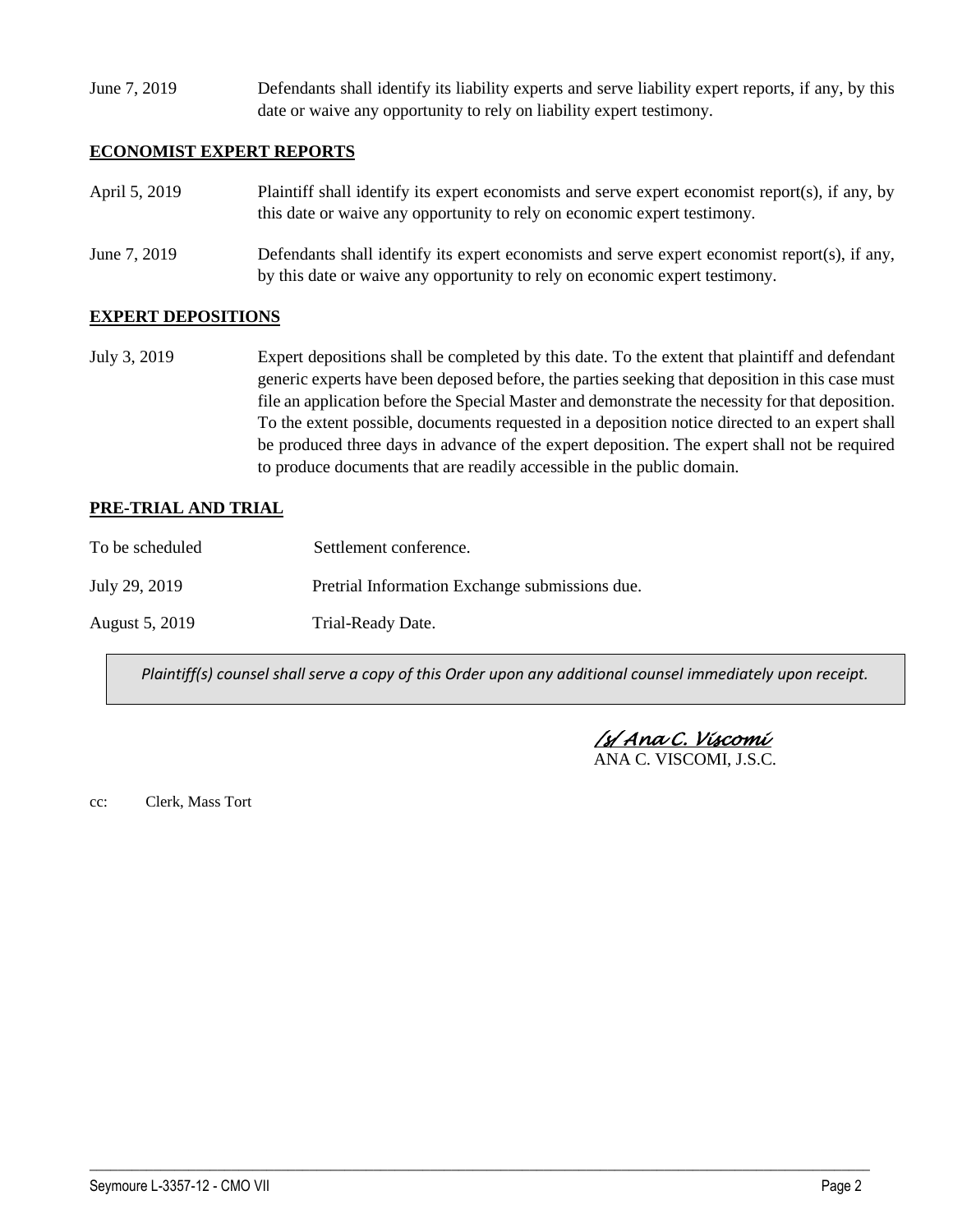June 7, 2019 Defendants shall identify its liability experts and serve liability expert reports, if any, by this date or waive any opportunity to rely on liability expert testimony.

**ECONOMIST EXPERT REPORTS**

April 5, 2019 Plaintiff shall identify its expert economists and serve expert economist report(s), if any, by this date or waive any opportunity to rely on economic expert testimony.

June 7, 2019 Defendants shall identify its expert economists and serve expert economist report(s), if any, by this date or waive any opportunity to rely on economic expert testimony.

**EXPERT DEPOSITIONS**

July 3, 2019 Expert depositions shall be completed by this date. To the extent that plaintiff and defendant generic experts have been deposed before, the parties seeking that deposition in this case must file an application before the Special Master and demonstrate the necessity for that deposition. To the extent possible, documents requested in a deposition notice directed to an expert shall be produced three days in advance of the expert deposition. The expert shall not be required to produce documents that are readily accessible in the public domain.

**PRE-TRIAL AND TRIAL**

To be scheduled Settlement conference.

July 29, 2019 Pretrial Information Exchange submissions due.

August 5, 2019 Trial-Ready Date.

*Plaintiff(s) counsel shall serve a copy of this Order upon any additional counsel immediately upon receipt.*

/s/ Ana C. Viscomi
ANA C. VISCOMI, J.S.C.

cc: Clerk, Mass Tort